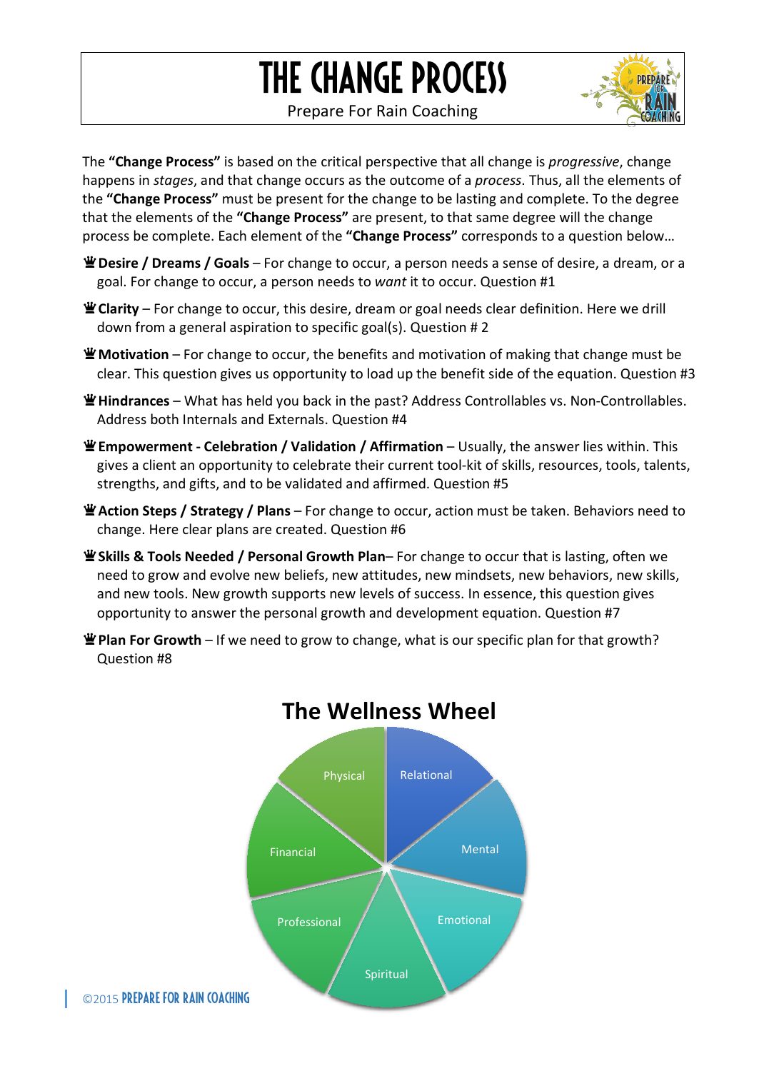# THE CHANGE PROCESS

Prepare For Rain Coaching

The **"Change Process"** is based on the critical perspective that all change is *progressive*, change happens in *stages*, and that change occurs as the outcome of a *process*. Thus, all the elements of the **"Change Process"** must be present for the change to be lasting and complete. To the degree that the elements of the **"Change Process"** are present, to that same degree will the change process be complete. Each element of the **"Change Process"** corresponds to a question below…

- **Desire / Dreams / Goals** – For change to occur, a person needs a sense of desire, a dream, or a goal. For change to occur, a person needs to *want* it to occur. Question #1
- **Clarity** – For change to occur, this desire, dream or goal needs clear definition. Here we drill down from a general aspiration to specific goal(s). Question # 2
- **Motivation** – For change to occur, the benefits and motivation of making that change must be clear. This question gives us opportunity to load up the benefit side of the equation. Question #3
- **Hindrances** – What has held you back in the past? Address Controllables vs. Non-Controllables. Address both Internals and Externals. Question #4
- **Empowerment - Celebration / Validation / Affirmation** – Usually, the answer lies within. This gives a client an opportunity to celebrate their current tool-kit of skills, resources, tools, talents, strengths, and gifts, and to be validated and affirmed. Question #5
- **Action Steps / Strategy / Plans** – For change to occur, action must be taken. Behaviors need to change. Here clear plans are created. Question #6
- **Skills & Tools Needed / Personal Growth Plan**– For change to occur that is lasting, often we need to grow and evolve new beliefs, new attitudes, new mindsets, new behaviors, new skills, and new tools. New growth supports new levels of success. In essence, this question gives opportunity to answer the personal growth and development equation. Question #7
- **Plan For Growth** – If we need to grow to change, what is our specific plan for that growth? Question #8

## The Wellness Wheel

Physical
Relational
Financial
Mental
Professional
Emotional
Spiritual

©2015 PREPARE FOR RAIN COACHING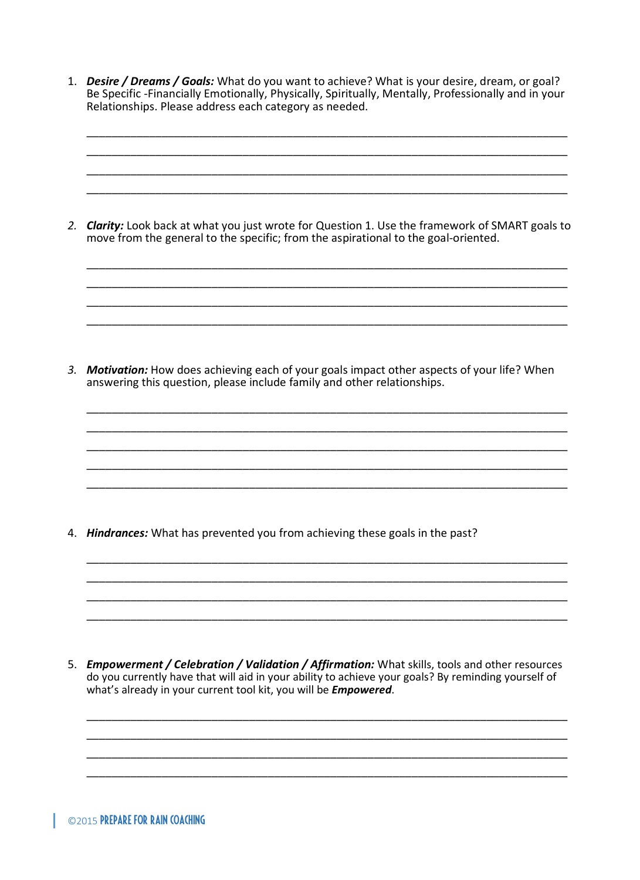1. ***Desire / Dreams / Goals:*** What do you want to achieve? What is your desire, dream, or goal? Be Specific -Financially Emotionally, Physically, Spiritually, Mentally, Professionally and in your Relationships. Please address each category as needed.

   ______________________________________________________________________
   ______________________________________________________________________
   ______________________________________________________________________
   ______________________________________________________________________

2. ***Clarity:*** Look back at what you just wrote for Question 1. Use the framework of SMART goals to move from the general to the specific; from the aspirational to the goal-oriented.

   ______________________________________________________________________
   ______________________________________________________________________
   ______________________________________________________________________
   ______________________________________________________________________

3. ***Motivation:*** How does achieving each of your goals impact other aspects of your life? When answering this question, please include family and other relationships.

   ______________________________________________________________________
   ______________________________________________________________________
   ______________________________________________________________________
   ______________________________________________________________________
   ______________________________________________________________________

4. ***Hindrances:*** What has prevented you from achieving these goals in the past?

   ______________________________________________________________________
   ______________________________________________________________________
   ______________________________________________________________________
   ______________________________________________________________________

5. ***Empowerment / Celebration / Validation / Affirmation:*** What skills, tools and other resources do you currently have that will aid in your ability to achieve your goals? By reminding yourself of what's already in your current tool kit, you will be ***Empowered***.

   ______________________________________________________________________
   ______________________________________________________________________
   ______________________________________________________________________
   ______________________________________________________________________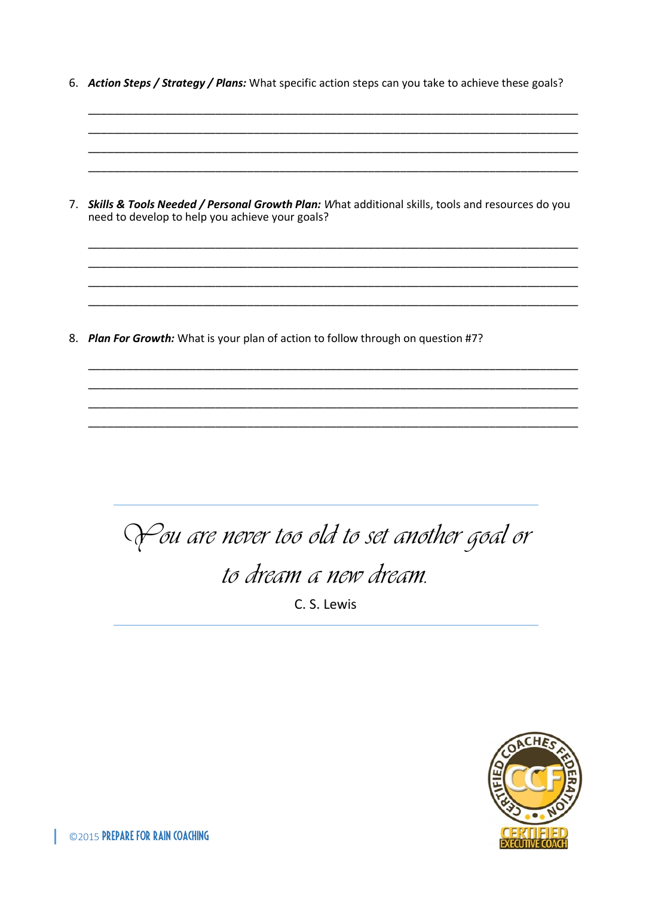6. ***Action Steps / Strategy / Plans:*** What specific action steps can you take to achieve these goals?

____________________________________________________________________________
____________________________________________________________________________
____________________________________________________________________________
____________________________________________________________________________

7. ***Skills & Tools Needed / Personal Growth Plan:*** *W*hat additional skills, tools and resources do you need to develop to help you achieve your goals?

____________________________________________________________________________
____________________________________________________________________________
____________________________________________________________________________
____________________________________________________________________________

8. ***Plan For Growth:*** What is your plan of action to follow through on question #7?

____________________________________________________________________________
____________________________________________________________________________
____________________________________________________________________________
____________________________________________________________________________

---

*You are never too old to set another goal or to dream a new dream.*

C. S. Lewis

---

©2015 **PREPARE FOR RAIN COACHING**